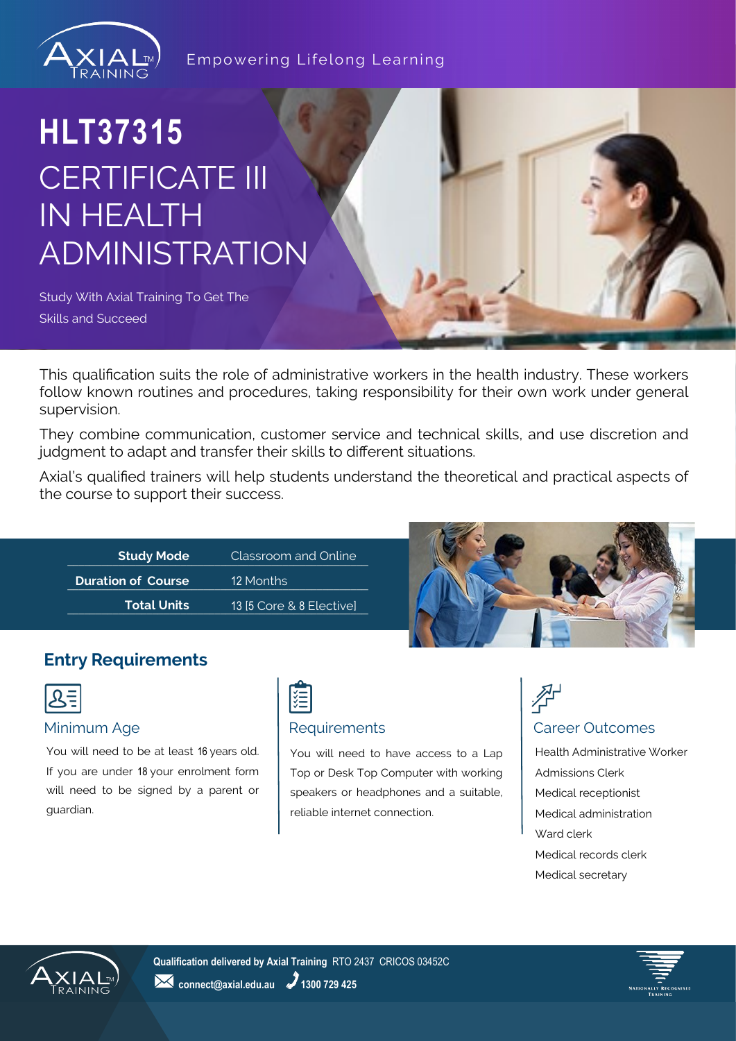Empowering Lifelong Learning

# HLT37315
# CERTIFICATE III IN HEALTH ADMINISTRATION

Study With Axial Training To Get The Skills and Succeed

This qualification suits the role of administrative workers in the health industry. These workers follow known routines and procedures, taking responsibility for their own work under general supervision.

They combine communication, customer service and technical skills, and use discretion and judgment to adapt and transfer their skills to different situations.

Axial's qualified trainers will help students understand the theoretical and practical aspects of the course to support their success.

| | |
|---|---|
| **Study Mode** | Classroom and Online |
| **Duration of Course** | 12 Months |
| **Total Units** | 13 [5 Core & 8 Elective] |

## Entry Requirements

### Minimum Age

You will need to be at least 16 years old. If you are under 18 your enrolment form will need to be signed by a parent or guardian.

### Requirements

You will need to have access to a Lap Top or Desk Top Computer with working speakers or headphones and a suitable, reliable internet connection.

### Career Outcomes

- Health Administrative Worker
- Admissions Clerk
- Medical receptionist
- Medical administration
- Ward clerk
- Medical records clerk
- Medical secretary

**Qualification delivered by Axial Training** RTO 2437 CRICOS 03452C

**connect@axial.edu.au** **1300 729 425**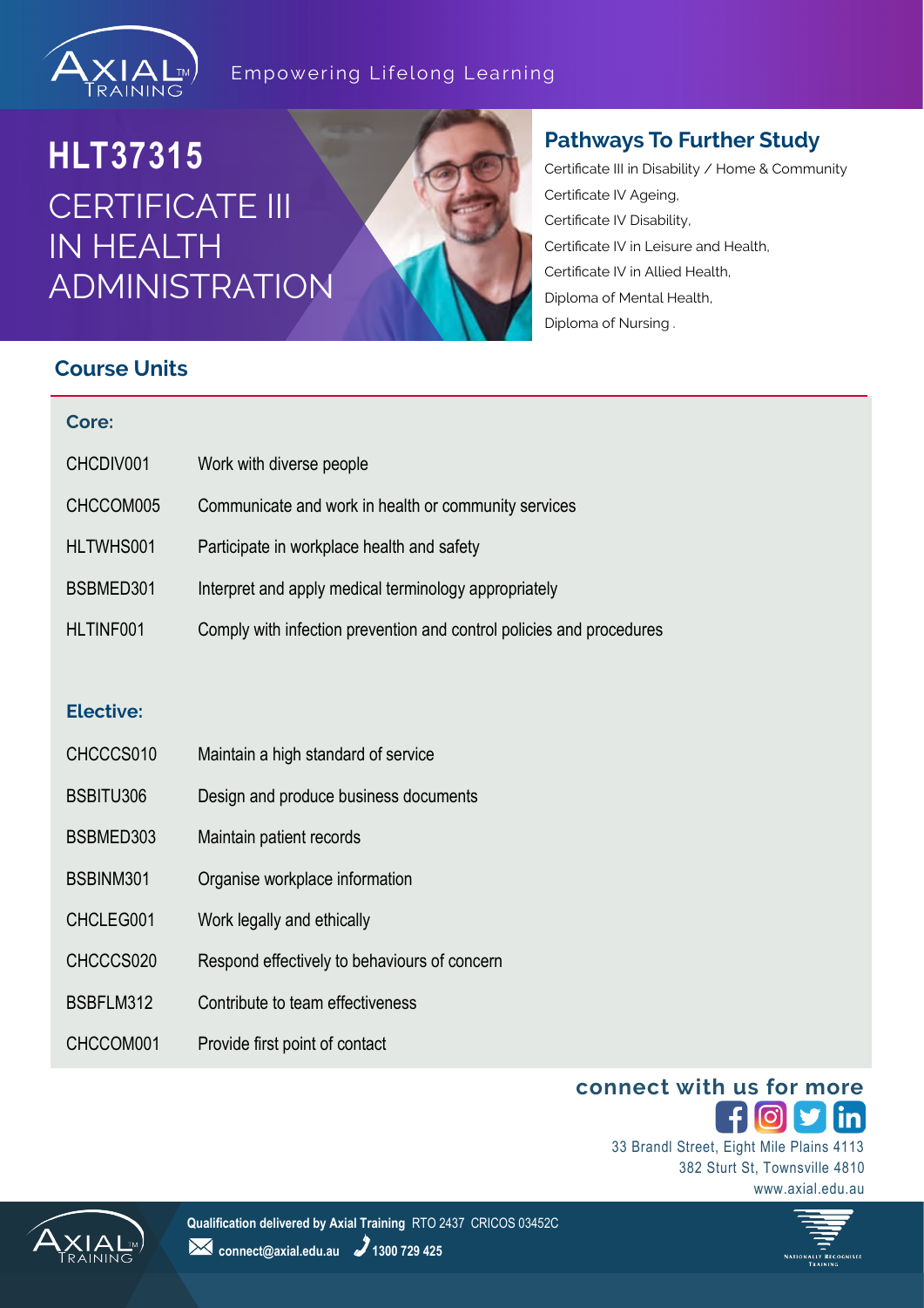AXIAL TRAINING

Empowering Lifelong Learning

# HLT37315 CERTIFICATE III IN HEALTH ADMINISTRATION

## Pathways To Further Study

Certificate III in Disability / Home & Community
Certificate IV Ageing,
Certificate IV Disability,
Certificate IV in Leisure and Health,
Certificate IV in Allied Health,
Diploma of Mental Health,
Diploma of Nursing .

## Course Units

### Core:

| | |
|---|---|
| CHCDIV001 | Work with diverse people |
| CHCCOM005 | Communicate and work in health or community services |
| HLTWHS001 | Participate in workplace health and safety |
| BSBMED301 | Interpret and apply medical terminology appropriately |
| HLTINF001 | Comply with infection prevention and control policies and procedures |

### Elective:

| | |
|---|---|
| CHCCCS010 | Maintain a high standard of service |
| BSBITU306 | Design and produce business documents |
| BSBMED303 | Maintain patient records |
| BSBINM301 | Organise workplace information |
| CHCLEG001 | Work legally and ethically |
| CHCCCS020 | Respond effectively to behaviours of concern |
| BSBFLM312 | Contribute to team effectiveness |
| CHCCOM001 | Provide first point of contact |

**connect with us for more**

33 Brandl Street, Eight Mile Plains 4113
382 Sturt St, Townsville 4810
www.axial.edu.au

**Qualification delivered by Axial Training** RTO 2437 CRICOS 03452C

**connect@axial.edu.au** **1300 729 425**

NATIONALLY RECOGNISED TRAINING